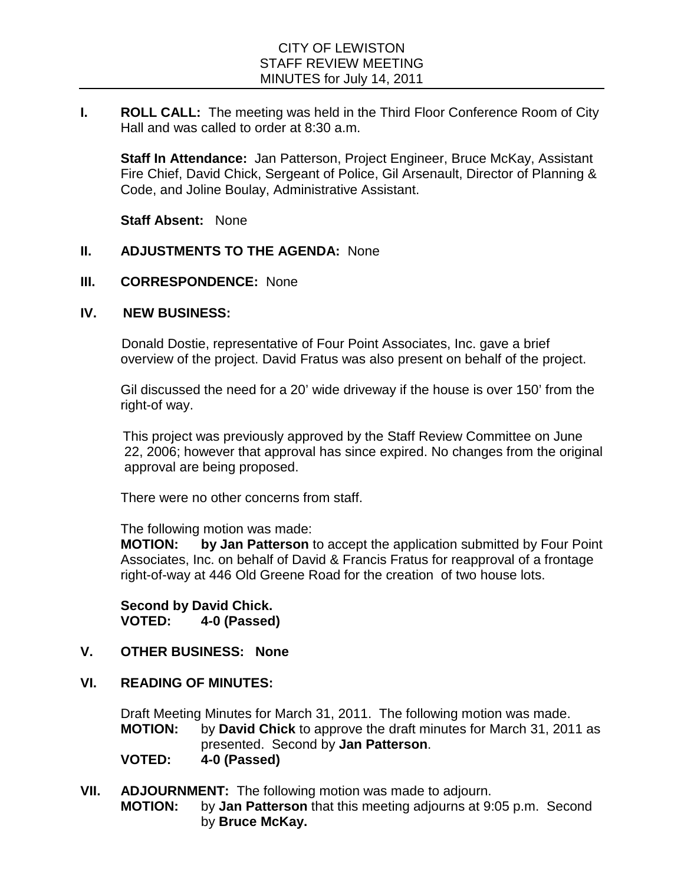# CITY OF LEWISTON
## STAFF REVIEW MEETING
## MINUTES for July 14, 2011

**I. ROLL CALL:** The meeting was held in the Third Floor Conference Room of City Hall and was called to order at 8:30 a.m.

**Staff In Attendance:** Jan Patterson, Project Engineer, Bruce McKay, Assistant Fire Chief, David Chick, Sergeant of Police, Gil Arsenault, Director of Planning & Code, and Joline Boulay, Administrative Assistant.

**Staff Absent:** None

**II. ADJUSTMENTS TO THE AGENDA:** None

**III. CORRESPONDENCE:** None

**IV. NEW BUSINESS:**

Donald Dostie, representative of Four Point Associates, Inc. gave a brief overview of the project. David Fratus was also present on behalf of the project.

Gil discussed the need for a 20' wide driveway if the house is over 150' from the right-of way.

This project was previously approved by the Staff Review Committee on June 22, 2006; however that approval has since expired. No changes from the original approval are being proposed.

There were no other concerns from staff.

The following motion was made:
**MOTION: by Jan Patterson** to accept the application submitted by Four Point Associates, Inc. on behalf of David & Francis Fratus for reapproval of a frontage right-of-way at 446 Old Greene Road for the creation of two house lots.

**Second by David Chick.**
**VOTED: 4-0 (Passed)**

**V. OTHER BUSINESS: None**

**VI. READING OF MINUTES:**

Draft Meeting Minutes for March 31, 2011. The following motion was made.
**MOTION:** by **David Chick** to approve the draft minutes for March 31, 2011 as presented. Second by **Jan Patterson**.
**VOTED: 4-0 (Passed)**

**VII. ADJOURNMENT:** The following motion was made to adjourn.
**MOTION:** by **Jan Patterson** that this meeting adjourns at 9:05 p.m. Second by **Bruce McKay.**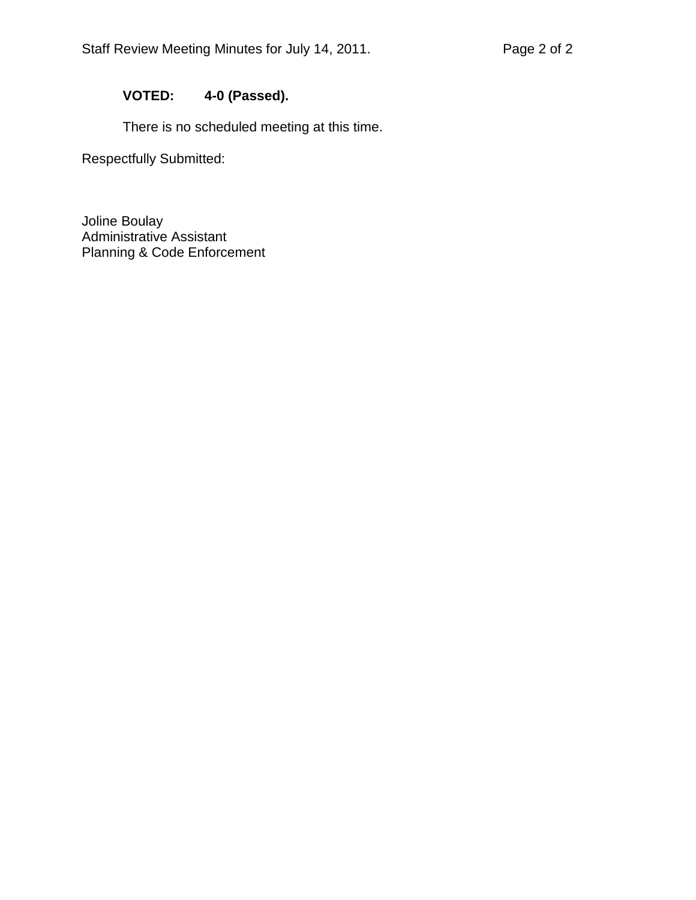**VOTED: 4-0 (Passed).**

There is no scheduled meeting at this time.

Respectfully Submitted:

Joline Boulay
Administrative Assistant
Planning & Code Enforcement